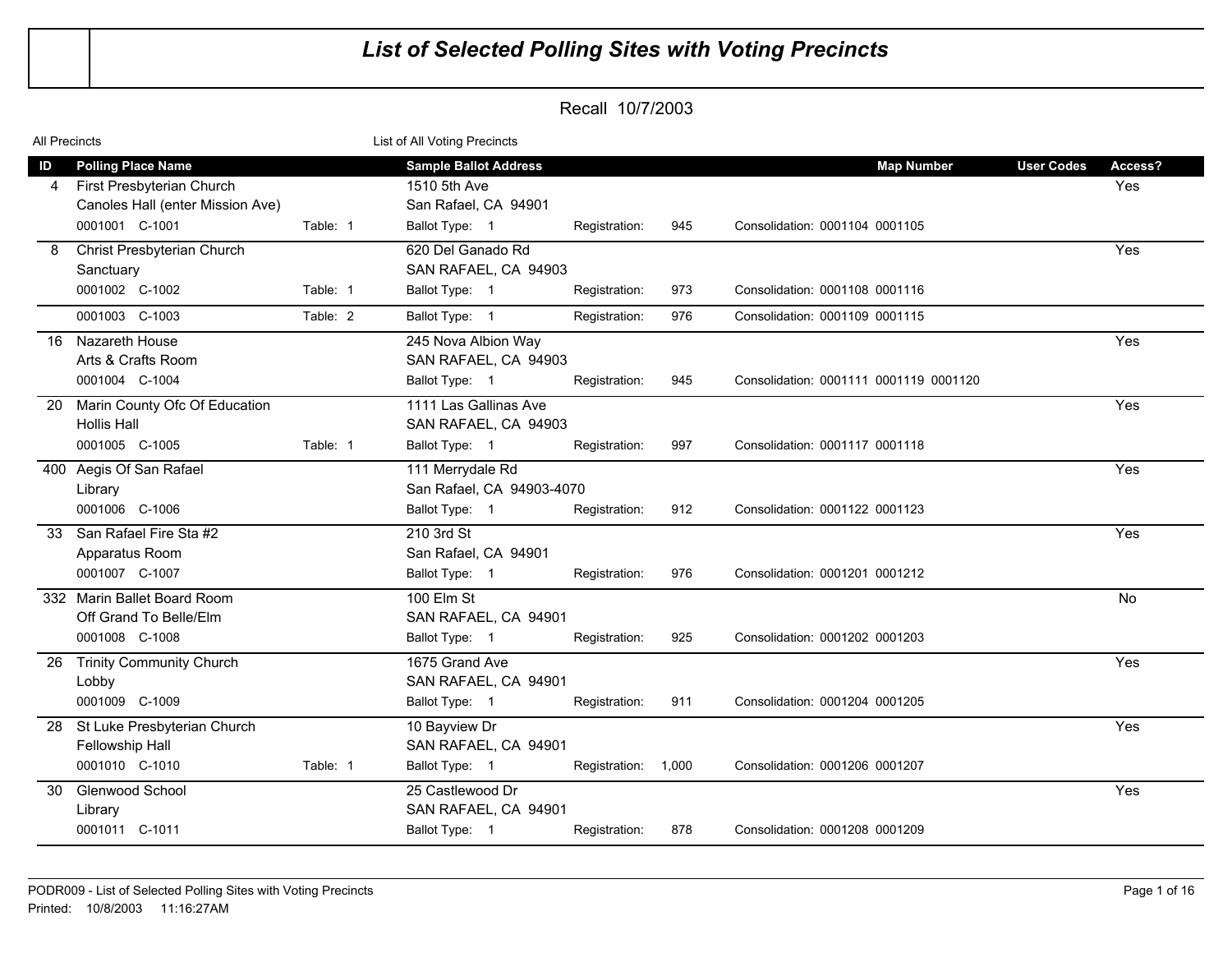# List of Selected Polling Sites with Voting Precincts

## Recall 10/7/2003

All Precincts — List of All Voting Precincts

| ID | Polling Place Name | | Sample Ballot Address | | | Map Number | User Codes | Access? |
|---|---|---|---|---|---|---|---|---|
| 4 | First Presbyterian Church<br>Canoles Hall (enter Mission Ave) | | 1510 5th Ave<br>San Rafael, CA 94901 | | | | | Yes |
| | 0001001 C-1001 | Table: 1 | Ballot Type: 1 | Registration: 945 | Consolidation: 0001104 0001105 | | | |
| 8 | Christ Presbyterian Church<br>Sanctuary | | 620 Del Ganado Rd<br>SAN RAFAEL, CA 94903 | | | | | Yes |
| | 0001002 C-1002 | Table: 1 | Ballot Type: 1 | Registration: 973 | Consolidation: 0001108 0001116 | | | |
| | 0001003 C-1003 | Table: 2 | Ballot Type: 1 | Registration: 976 | Consolidation: 0001109 0001115 | | | |
| 16 | Nazareth House<br>Arts & Crafts Room | | 245 Nova Albion Way<br>SAN RAFAEL, CA 94903 | | | | | Yes |
| | 0001004 C-1004 | | Ballot Type: 1 | Registration: 945 | Consolidation: 0001111 0001119 0001120 | | | |
| 20 | Marin County Ofc Of Education<br>Hollis Hall | | 1111 Las Gallinas Ave<br>SAN RAFAEL, CA 94903 | | | | | Yes |
| | 0001005 C-1005 | Table: 1 | Ballot Type: 1 | Registration: 997 | Consolidation: 0001117 0001118 | | | |
| 400 | Aegis Of San Rafael<br>Library | | 111 Merrydale Rd<br>San Rafael, CA 94903-4070 | | | | | Yes |
| | 0001006 C-1006 | | Ballot Type: 1 | Registration: 912 | Consolidation: 0001122 0001123 | | | |
| 33 | San Rafael Fire Sta #2<br>Apparatus Room | | 210 3rd St<br>San Rafael, CA 94901 | | | | | Yes |
| | 0001007 C-1007 | | Ballot Type: 1 | Registration: 976 | Consolidation: 0001201 0001212 | | | |
| 332 | Marin Ballet Board Room<br>Off Grand To Belle/Elm | | 100 Elm St<br>SAN RAFAEL, CA 94901 | | | | | No |
| | 0001008 C-1008 | | Ballot Type: 1 | Registration: 925 | Consolidation: 0001202 0001203 | | | |
| 26 | Trinity Community Church<br>Lobby | | 1675 Grand Ave<br>SAN RAFAEL, CA 94901 | | | | | Yes |
| | 0001009 C-1009 | | Ballot Type: 1 | Registration: 911 | Consolidation: 0001204 0001205 | | | |
| 28 | St Luke Presbyterian Church<br>Fellowship Hall | | 10 Bayview Dr<br>SAN RAFAEL, CA 94901 | | | | | Yes |
| | 0001010 C-1010 | Table: 1 | Ballot Type: 1 | Registration: 1,000 | Consolidation: 0001206 0001207 | | | |
| 30 | Glenwood School<br>Library | | 25 Castlewood Dr<br>SAN RAFAEL, CA 94901 | | | | | Yes |
| | 0001011 C-1011 | | Ballot Type: 1 | Registration: 878 | Consolidation: 0001208 0001209 | | | |

PODR009 - List of Selected Polling Sites with Voting Precincts
Printed: 10/8/2003 11:16:27AM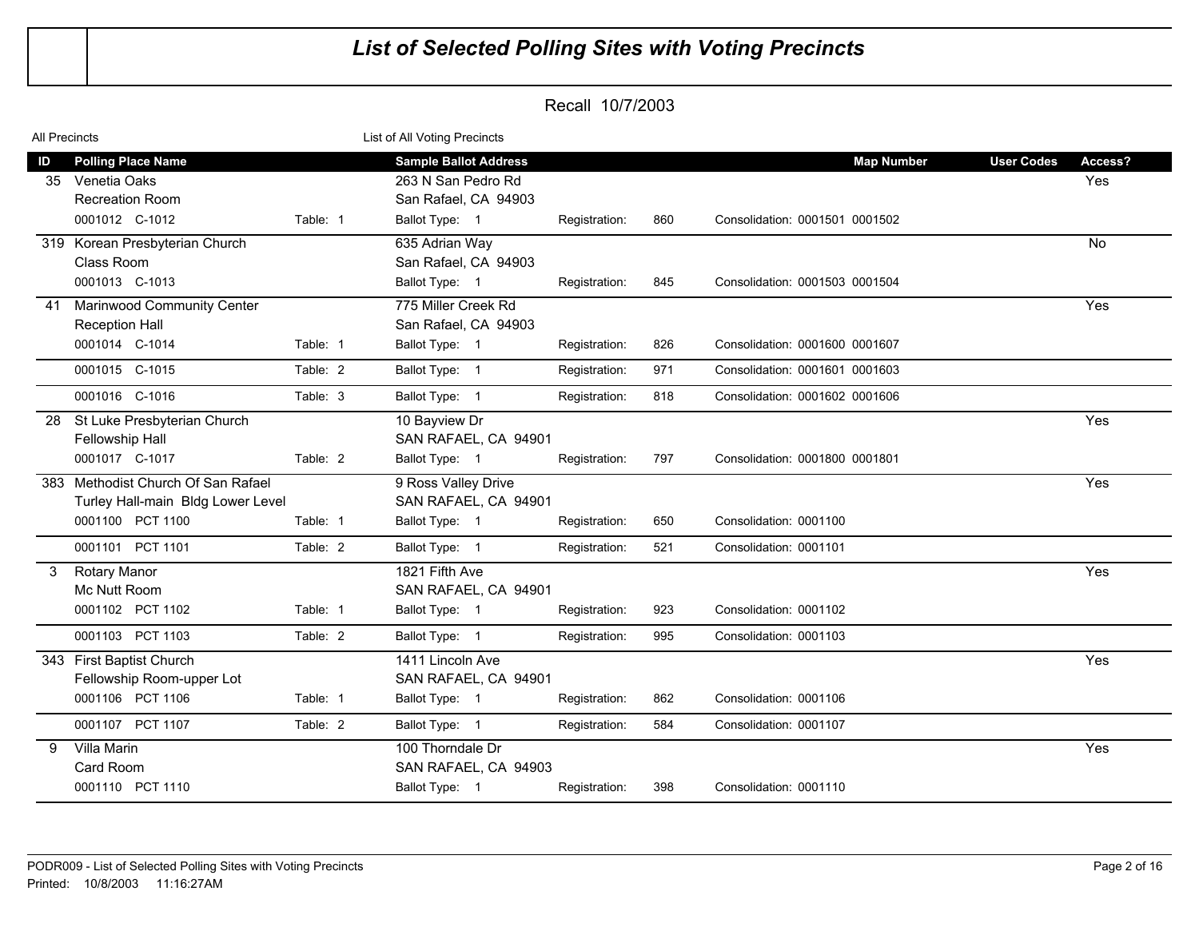# List of Selected Polling Sites with Voting Precincts

Recall 10/7/2003

All Precincts — List of All Voting Precincts

| ID | Polling Place Name | | Sample Ballot Address | | | Map Number | User Codes | Access? |
|---|---|---|---|---|---|---|---|---|
| 35 | Venetia Oaks<br>Recreation Room | | 263 N San Pedro Rd<br>San Rafael, CA 94903 | | | | | Yes |
| | 0001012 C-1012 | Table: 1 | Ballot Type: 1 | Registration: 860 | Consolidation: 0001501 0001502 | | | |
| 319 | Korean Presbyterian Church<br>Class Room | | 635 Adrian Way<br>San Rafael, CA 94903 | | | | | No |
| | 0001013 C-1013 | | Ballot Type: 1 | Registration: 845 | Consolidation: 0001503 0001504 | | | |
| 41 | Marinwood Community Center<br>Reception Hall | | 775 Miller Creek Rd<br>San Rafael, CA 94903 | | | | | Yes |
| | 0001014 C-1014 | Table: 1 | Ballot Type: 1 | Registration: 826 | Consolidation: 0001600 0001607 | | | |
| | 0001015 C-1015 | Table: 2 | Ballot Type: 1 | Registration: 971 | Consolidation: 0001601 0001603 | | | |
| | 0001016 C-1016 | Table: 3 | Ballot Type: 1 | Registration: 818 | Consolidation: 0001602 0001606 | | | |
| 28 | St Luke Presbyterian Church<br>Fellowship Hall | | 10 Bayview Dr<br>SAN RAFAEL, CA 94901 | | | | | Yes |
| | 0001017 C-1017 | Table: 2 | Ballot Type: 1 | Registration: 797 | Consolidation: 0001800 0001801 | | | |
| 383 | Methodist Church Of San Rafael<br>Turley Hall-main Bldg Lower Level | | 9 Ross Valley Drive<br>SAN RAFAEL, CA 94901 | | | | | Yes |
| | 0001100 PCT 1100 | Table: 1 | Ballot Type: 1 | Registration: 650 | Consolidation: 0001100 | | | |
| | 0001101 PCT 1101 | Table: 2 | Ballot Type: 1 | Registration: 521 | Consolidation: 0001101 | | | |
| 3 | Rotary Manor<br>Mc Nutt Room | | 1821 Fifth Ave<br>SAN RAFAEL, CA 94901 | | | | | Yes |
| | 0001102 PCT 1102 | Table: 1 | Ballot Type: 1 | Registration: 923 | Consolidation: 0001102 | | | |
| | 0001103 PCT 1103 | Table: 2 | Ballot Type: 1 | Registration: 995 | Consolidation: 0001103 | | | |
| 343 | First Baptist Church<br>Fellowship Room-upper Lot | | 1411 Lincoln Ave<br>SAN RAFAEL, CA 94901 | | | | | Yes |
| | 0001106 PCT 1106 | Table: 1 | Ballot Type: 1 | Registration: 862 | Consolidation: 0001106 | | | |
| | 0001107 PCT 1107 | Table: 2 | Ballot Type: 1 | Registration: 584 | Consolidation: 0001107 | | | |
| 9 | Villa Marin<br>Card Room | | 100 Thorndale Dr<br>SAN RAFAEL, CA 94903 | | | | | Yes |
| | 0001110 PCT 1110 | | Ballot Type: 1 | Registration: 398 | Consolidation: 0001110 | | | |

PODR009 - List of Selected Polling Sites with Voting Precincts
Printed: 10/8/2003 11:16:27AM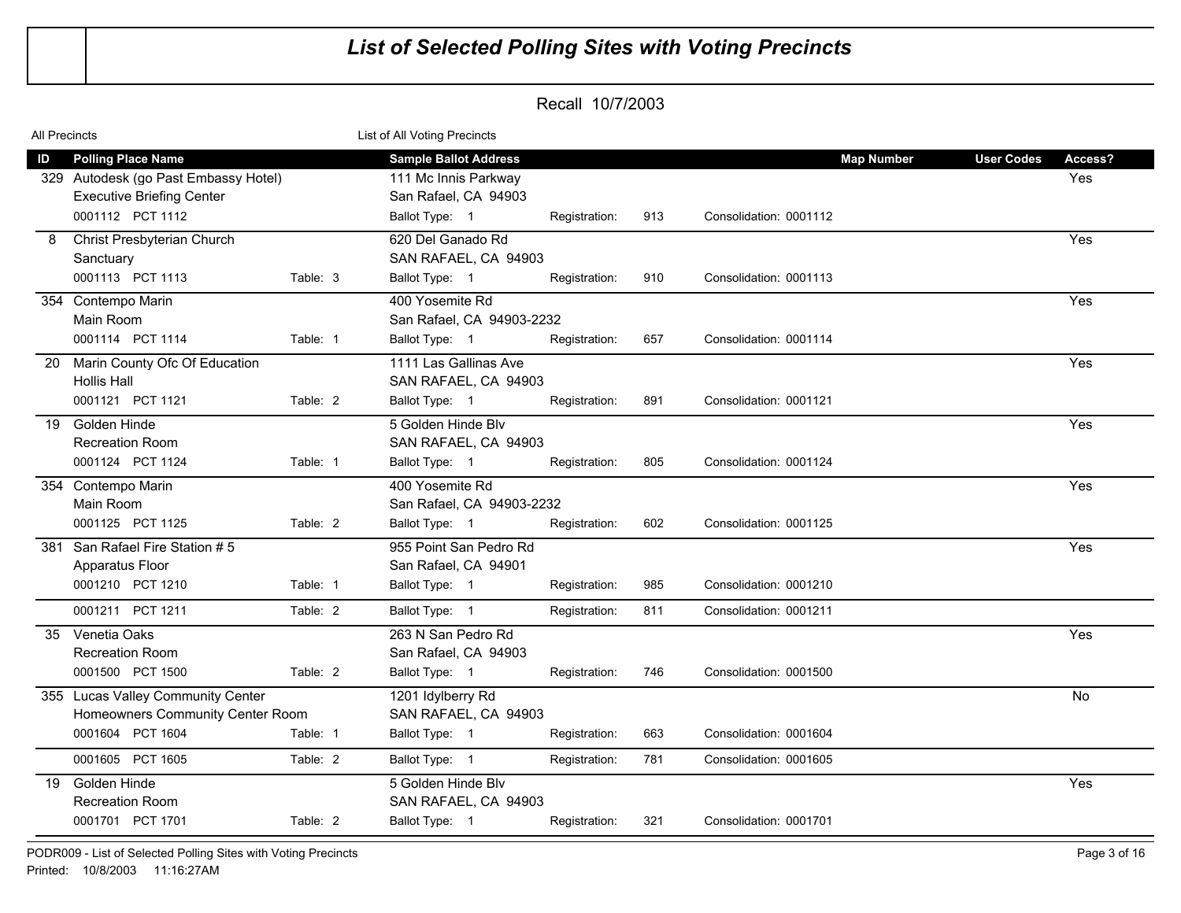# *List of Selected Polling Sites with Voting Precincts*

Recall 10/7/2003

All Precincts — List of All Voting Precincts

| ID | Polling Place Name | Table | Sample Ballot Address | Ballot Type | Registration | Consolidation | Map Number | User Codes | Access? |
|---|---|---|---|---|---|---|---|---|---|
| 329 | Autodesk (go Past Embassy Hotel)<br>Executive Briefing Center<br>0001112 PCT 1112 | | 111 Mc Innis Parkway<br>San Rafael, CA 94903 | 1 | 913 | 0001112 | | | Yes |
| 8 | Christ Presbyterian Church<br>Sanctuary<br>0001113 PCT 1113 | 3 | 620 Del Ganado Rd<br>SAN RAFAEL, CA 94903 | 1 | 910 | 0001113 | | | Yes |
| 354 | Contempo Marin<br>Main Room<br>0001114 PCT 1114 | 1 | 400 Yosemite Rd<br>San Rafael, CA 94903-2232 | 1 | 657 | 0001114 | | | Yes |
| 20 | Marin County Ofc Of Education<br>Hollis Hall<br>0001121 PCT 1121 | 2 | 1111 Las Gallinas Ave<br>SAN RAFAEL, CA 94903 | 1 | 891 | 0001121 | | | Yes |
| 19 | Golden Hinde<br>Recreation Room<br>0001124 PCT 1124 | 1 | 5 Golden Hinde Blv<br>SAN RAFAEL, CA 94903 | 1 | 805 | 0001124 | | | Yes |
| 354 | Contempo Marin<br>Main Room<br>0001125 PCT 1125 | 2 | 400 Yosemite Rd<br>San Rafael, CA 94903-2232 | 1 | 602 | 0001125 | | | Yes |
| 381 | San Rafael Fire Station # 5<br>Apparatus Floor<br>0001210 PCT 1210 | 1 | 955 Point San Pedro Rd<br>San Rafael, CA 94901 | 1 | 985 | 0001210 | | | Yes |
| | 0001211 PCT 1211 | 2 | | 1 | 811 | 0001211 | | | |
| 35 | Venetia Oaks<br>Recreation Room<br>0001500 PCT 1500 | 2 | 263 N San Pedro Rd<br>San Rafael, CA 94903 | 1 | 746 | 0001500 | | | Yes |
| 355 | Lucas Valley Community Center<br>Homeowners Community Center Room<br>0001604 PCT 1604 | 1 | 1201 Idylberry Rd<br>SAN RAFAEL, CA 94903 | 1 | 663 | 0001604 | | | No |
| | 0001605 PCT 1605 | 2 | | 1 | 781 | 0001605 | | | |
| 19 | Golden Hinde<br>Recreation Room<br>0001701 PCT 1701 | 2 | 5 Golden Hinde Blv<br>SAN RAFAEL, CA 94903 | 1 | 321 | 0001701 | | | Yes |

PODR009 - List of Selected Polling Sites with Voting Precincts
Printed: 10/8/2003 11:16:27AM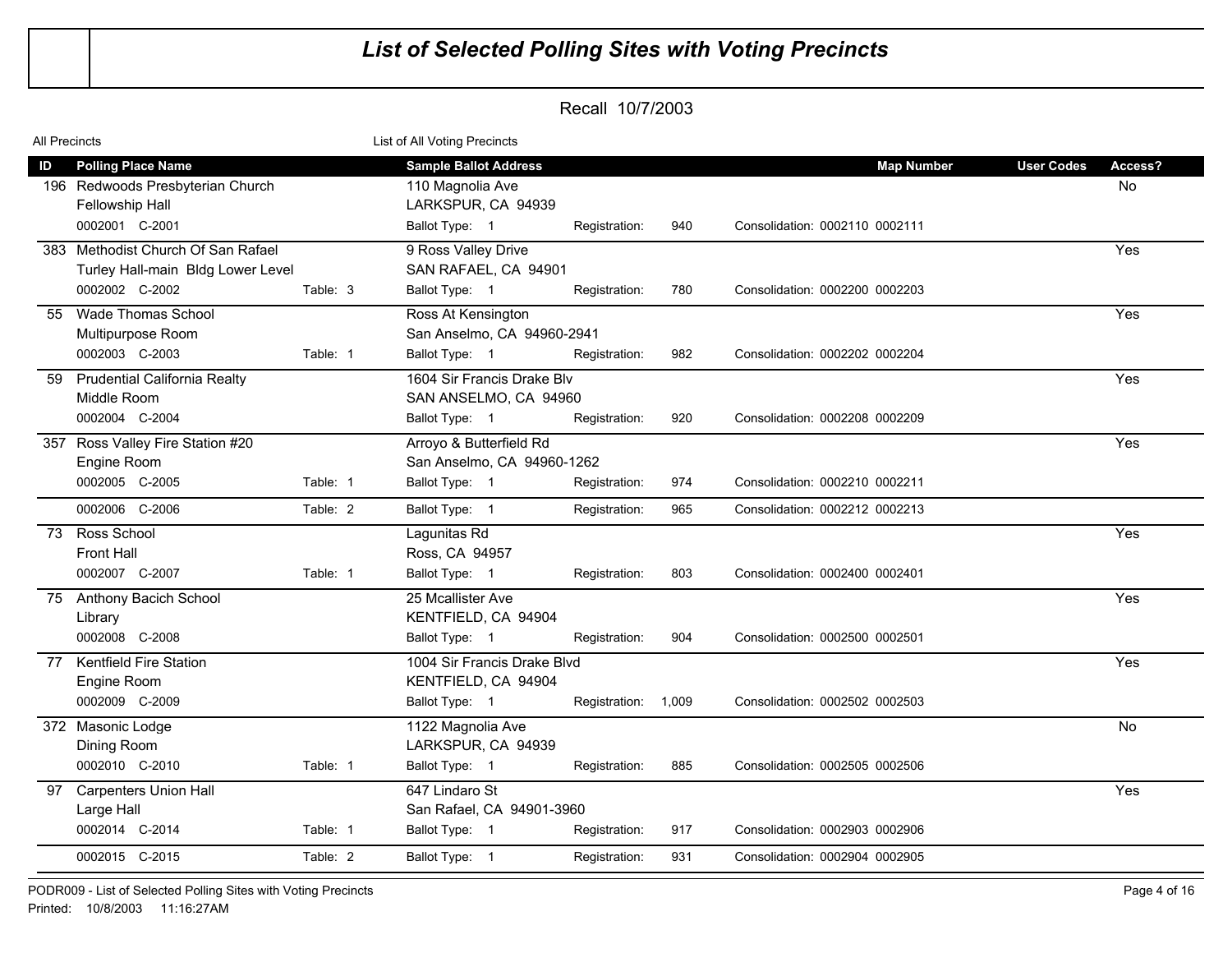# List of Selected Polling Sites with Voting Precincts

Recall 10/7/2003

All Precincts — List of All Voting Precincts

| ID | Polling Place Name | | Sample Ballot Address | | | | Map Number | User Codes | Access? |
|---|---|---|---|---|---|---|---|---|---|
| 196 | Redwoods Presbyterian Church<br>Fellowship Hall | | 110 Magnolia Ave<br>LARKSPUR, CA 94939 | | | | | | No |
| | 0002001 C-2001 | | Ballot Type: 1 | Registration: 940 | Consolidation: 0002110 0002111 | | | | |
| 383 | Methodist Church Of San Rafael<br>Turley Hall-main Bldg Lower Level | | 9 Ross Valley Drive<br>SAN RAFAEL, CA 94901 | | | | | | Yes |
| | 0002002 C-2002 | Table: 3 | Ballot Type: 1 | Registration: 780 | Consolidation: 0002200 0002203 | | | | |
| 55 | Wade Thomas School<br>Multipurpose Room | | Ross At Kensington<br>San Anselmo, CA 94960-2941 | | | | | | Yes |
| | 0002003 C-2003 | Table: 1 | Ballot Type: 1 | Registration: 982 | Consolidation: 0002202 0002204 | | | | |
| 59 | Prudential California Realty<br>Middle Room | | 1604 Sir Francis Drake Blv<br>SAN ANSELMO, CA 94960 | | | | | | Yes |
| | 0002004 C-2004 | | Ballot Type: 1 | Registration: 920 | Consolidation: 0002208 0002209 | | | | |
| 357 | Ross Valley Fire Station #20<br>Engine Room | | Arroyo & Butterfield Rd<br>San Anselmo, CA 94960-1262 | | | | | | Yes |
| | 0002005 C-2005 | Table: 1 | Ballot Type: 1 | Registration: 974 | Consolidation: 0002210 0002211 | | | | |
| | 0002006 C-2006 | Table: 2 | Ballot Type: 1 | Registration: 965 | Consolidation: 0002212 0002213 | | | | |
| 73 | Ross School<br>Front Hall | | Lagunitas Rd<br>Ross, CA 94957 | | | | | | Yes |
| | 0002007 C-2007 | Table: 1 | Ballot Type: 1 | Registration: 803 | Consolidation: 0002400 0002401 | | | | |
| 75 | Anthony Bacich School<br>Library | | 25 Mcallister Ave<br>KENTFIELD, CA 94904 | | | | | | Yes |
| | 0002008 C-2008 | | Ballot Type: 1 | Registration: 904 | Consolidation: 0002500 0002501 | | | | |
| 77 | Kentfield Fire Station<br>Engine Room | | 1004 Sir Francis Drake Blvd<br>KENTFIELD, CA 94904 | | | | | | Yes |
| | 0002009 C-2009 | | Ballot Type: 1 | Registration: 1,009 | Consolidation: 0002502 0002503 | | | | |
| 372 | Masonic Lodge<br>Dining Room | | 1122 Magnolia Ave<br>LARKSPUR, CA 94939 | | | | | | No |
| | 0002010 C-2010 | Table: 1 | Ballot Type: 1 | Registration: 885 | Consolidation: 0002505 0002506 | | | | |
| 97 | Carpenters Union Hall<br>Large Hall | | 647 Lindaro St<br>San Rafael, CA 94901-3960 | | | | | | Yes |
| | 0002014 C-2014 | Table: 1 | Ballot Type: 1 | Registration: 917 | Consolidation: 0002903 0002906 | | | | |
| | 0002015 C-2015 | Table: 2 | Ballot Type: 1 | Registration: 931 | Consolidation: 0002904 0002905 | | | | |

PODR009 - List of Selected Polling Sites with Voting Precincts
Printed: 10/8/2003 11:16:27AM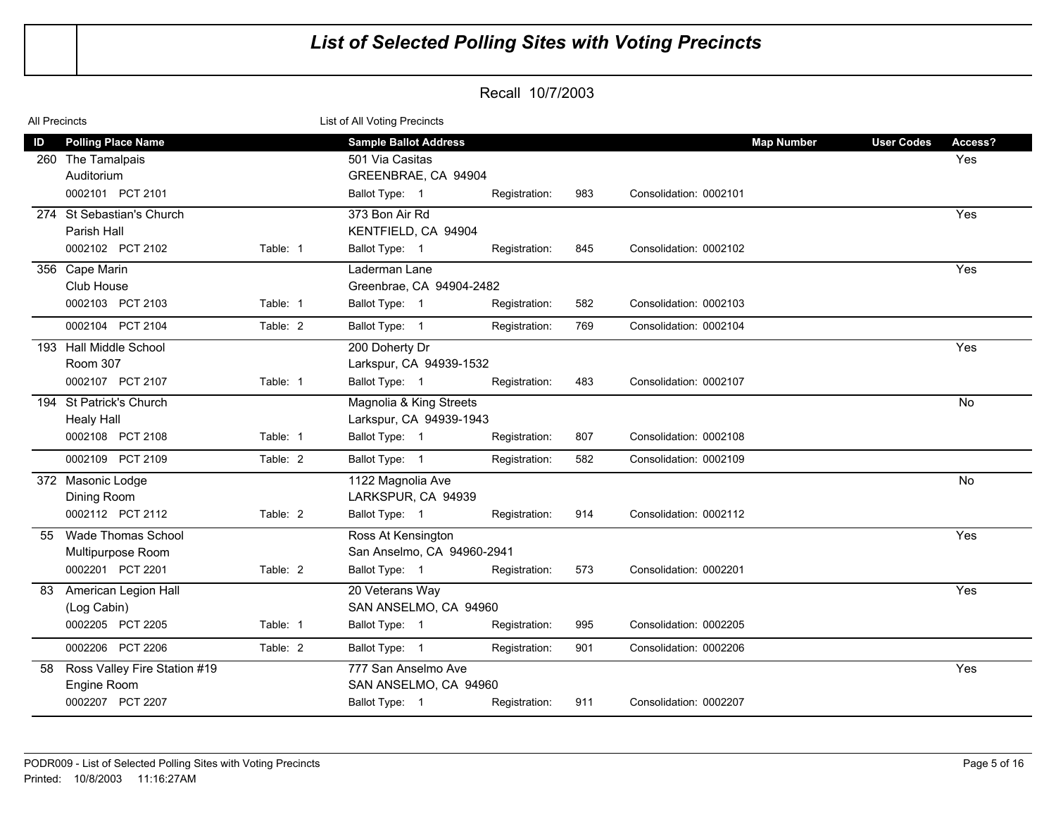# List of Selected Polling Sites with Voting Precincts

Recall 10/7/2003

All Precincts — List of All Voting Precincts

| ID | Polling Place Name | | Sample Ballot Address | | | | Map Number | User Codes | Access? |
|---|---|---|---|---|---|---|---|---|---|
| 260 | The Tamalpais Auditorium | | 501 Via Casitas GREENBRAE, CA 94904 | | | | | | Yes |
| | 0002101 PCT 2101 | | Ballot Type: 1 | Registration: 983 | Consolidation: 0002101 | | | | |
| 274 | St Sebastian's Church Parish Hall | | 373 Bon Air Rd KENTFIELD, CA 94904 | | | | | | Yes |
| | 0002102 PCT 2102 | Table: 1 | Ballot Type: 1 | Registration: 845 | Consolidation: 0002102 | | | | |
| 356 | Cape Marin Club House | | Laderman Lane Greenbrae, CA 94904-2482 | | | | | | Yes |
| | 0002103 PCT 2103 | Table: 1 | Ballot Type: 1 | Registration: 582 | Consolidation: 0002103 | | | | |
| | 0002104 PCT 2104 | Table: 2 | Ballot Type: 1 | Registration: 769 | Consolidation: 0002104 | | | | |
| 193 | Hall Middle School Room 307 | | 200 Doherty Dr Larkspur, CA 94939-1532 | | | | | | Yes |
| | 0002107 PCT 2107 | Table: 1 | Ballot Type: 1 | Registration: 483 | Consolidation: 0002107 | | | | |
| 194 | St Patrick's Church Healy Hall | | Magnolia & King Streets Larkspur, CA 94939-1943 | | | | | | No |
| | 0002108 PCT 2108 | Table: 1 | Ballot Type: 1 | Registration: 807 | Consolidation: 0002108 | | | | |
| | 0002109 PCT 2109 | Table: 2 | Ballot Type: 1 | Registration: 582 | Consolidation: 0002109 | | | | |
| 372 | Masonic Lodge Dining Room | | 1122 Magnolia Ave LARKSPUR, CA 94939 | | | | | | No |
| | 0002112 PCT 2112 | Table: 2 | Ballot Type: 1 | Registration: 914 | Consolidation: 0002112 | | | | |
| 55 | Wade Thomas School Multipurpose Room | | Ross At Kensington San Anselmo, CA 94960-2941 | | | | | | Yes |
| | 0002201 PCT 2201 | Table: 2 | Ballot Type: 1 | Registration: 573 | Consolidation: 0002201 | | | | |
| 83 | American Legion Hall (Log Cabin) | | 20 Veterans Way SAN ANSELMO, CA 94960 | | | | | | Yes |
| | 0002205 PCT 2205 | Table: 1 | Ballot Type: 1 | Registration: 995 | Consolidation: 0002205 | | | | |
| | 0002206 PCT 2206 | Table: 2 | Ballot Type: 1 | Registration: 901 | Consolidation: 0002206 | | | | |
| 58 | Ross Valley Fire Station #19 Engine Room | | 777 San Anselmo Ave SAN ANSELMO, CA 94960 | | | | | | Yes |
| | 0002207 PCT 2207 | | Ballot Type: 1 | Registration: 911 | Consolidation: 0002207 | | | | |

PODR009 - List of Selected Polling Sites with Voting Precincts
Printed: 10/8/2003 11:16:27AM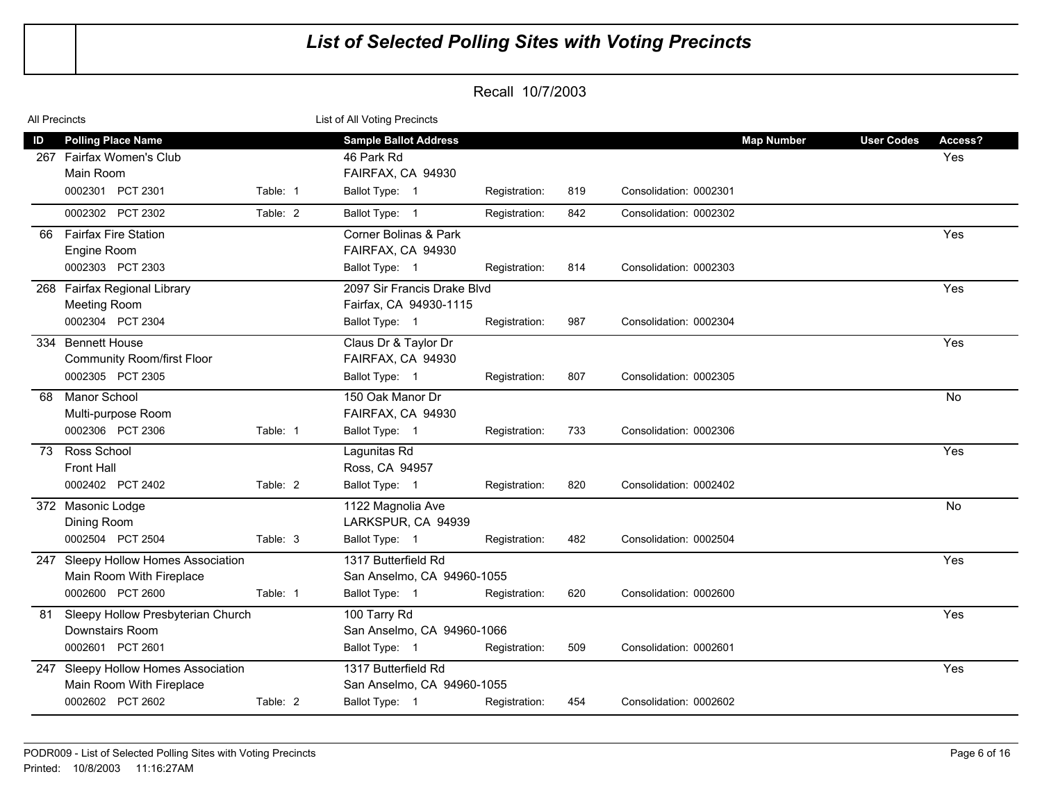# List of Selected Polling Sites with Voting Precincts

Recall 10/7/2003

All Precincts — List of All Voting Precincts

| ID | Polling Place Name | | Sample Ballot Address | | | | Map Number | User Codes | Access? |
|---|---|---|---|---|---|---|---|---|---|
| 267 | Fairfax Women's Club<br>Main Room | | 46 Park Rd<br>FAIRFAX, CA 94930 | | | | | | Yes |
| | 0002301 PCT 2301 | Table: 1 | Ballot Type: 1 | Registration: 819 | Consolidation: 0002301 | | | | |
| | 0002302 PCT 2302 | Table: 2 | Ballot Type: 1 | Registration: 842 | Consolidation: 0002302 | | | | |
| 66 | Fairfax Fire Station<br>Engine Room | | Corner Bolinas & Park<br>FAIRFAX, CA 94930 | | | | | | Yes |
| | 0002303 PCT 2303 | | Ballot Type: 1 | Registration: 814 | Consolidation: 0002303 | | | | |
| 268 | Fairfax Regional Library<br>Meeting Room | | 2097 Sir Francis Drake Blvd<br>Fairfax, CA 94930-1115 | | | | | | Yes |
| | 0002304 PCT 2304 | | Ballot Type: 1 | Registration: 987 | Consolidation: 0002304 | | | | |
| 334 | Bennett House<br>Community Room/first Floor | | Claus Dr & Taylor Dr<br>FAIRFAX, CA 94930 | | | | | | Yes |
| | 0002305 PCT 2305 | | Ballot Type: 1 | Registration: 807 | Consolidation: 0002305 | | | | |
| 68 | Manor School<br>Multi-purpose Room | | 150 Oak Manor Dr<br>FAIRFAX, CA 94930 | | | | | | No |
| | 0002306 PCT 2306 | Table: 1 | Ballot Type: 1 | Registration: 733 | Consolidation: 0002306 | | | | |
| 73 | Ross School<br>Front Hall | | Lagunitas Rd<br>Ross, CA 94957 | | | | | | Yes |
| | 0002402 PCT 2402 | Table: 2 | Ballot Type: 1 | Registration: 820 | Consolidation: 0002402 | | | | |
| 372 | Masonic Lodge<br>Dining Room | | 1122 Magnolia Ave<br>LARKSPUR, CA 94939 | | | | | | No |
| | 0002504 PCT 2504 | Table: 3 | Ballot Type: 1 | Registration: 482 | Consolidation: 0002504 | | | | |
| 247 | Sleepy Hollow Homes Association<br>Main Room With Fireplace | | 1317 Butterfield Rd<br>San Anselmo, CA 94960-1055 | | | | | | Yes |
| | 0002600 PCT 2600 | Table: 1 | Ballot Type: 1 | Registration: 620 | Consolidation: 0002600 | | | | |
| 81 | Sleepy Hollow Presbyterian Church<br>Downstairs Room | | 100 Tarry Rd<br>San Anselmo, CA 94960-1066 | | | | | | Yes |
| | 0002601 PCT 2601 | | Ballot Type: 1 | Registration: 509 | Consolidation: 0002601 | | | | |
| 247 | Sleepy Hollow Homes Association<br>Main Room With Fireplace | | 1317 Butterfield Rd<br>San Anselmo, CA 94960-1055 | | | | | | Yes |
| | 0002602 PCT 2602 | Table: 2 | Ballot Type: 1 | Registration: 454 | Consolidation: 0002602 | | | | |

PODR009 - List of Selected Polling Sites with Voting Precincts
Printed: 10/8/2003 11:16:27AM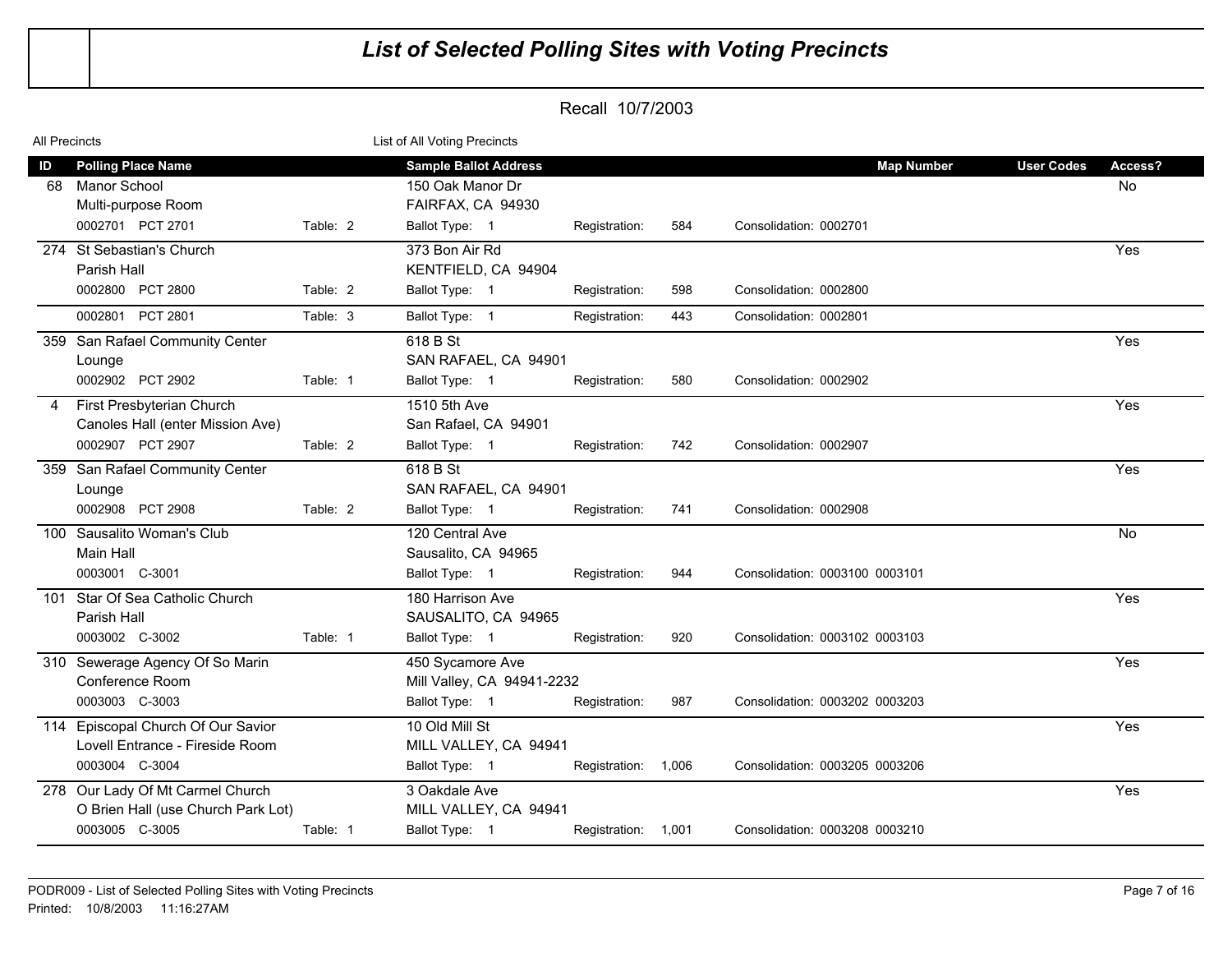# List of Selected Polling Sites with Voting Precincts

## Recall 10/7/2003

All Precincts — List of All Voting Precincts

| ID | Polling Place Name | | Sample Ballot Address | | | Map Number | User Codes | Access? |
|---|---|---|---|---|---|---|---|---|
| 68 | Manor School<br>Multi-purpose Room | | 150 Oak Manor Dr<br>FAIRFAX, CA 94930 | | | | | No |
| | 0002701 PCT 2701 | Table: 2 | Ballot Type: 1 | Registration: 584 | Consolidation: 0002701 | | | |
| 274 | St Sebastian's Church<br>Parish Hall | | 373 Bon Air Rd<br>KENTFIELD, CA 94904 | | | | | Yes |
| | 0002800 PCT 2800 | Table: 2 | Ballot Type: 1 | Registration: 598 | Consolidation: 0002800 | | | |
| | 0002801 PCT 2801 | Table: 3 | Ballot Type: 1 | Registration: 443 | Consolidation: 0002801 | | | |
| 359 | San Rafael Community Center<br>Lounge | | 618 B St<br>SAN RAFAEL, CA 94901 | | | | | Yes |
| | 0002902 PCT 2902 | Table: 1 | Ballot Type: 1 | Registration: 580 | Consolidation: 0002902 | | | |
| 4 | First Presbyterian Church<br>Canoles Hall (enter Mission Ave) | | 1510 5th Ave<br>San Rafael, CA 94901 | | | | | Yes |
| | 0002907 PCT 2907 | Table: 2 | Ballot Type: 1 | Registration: 742 | Consolidation: 0002907 | | | |
| 359 | San Rafael Community Center<br>Lounge | | 618 B St<br>SAN RAFAEL, CA 94901 | | | | | Yes |
| | 0002908 PCT 2908 | Table: 2 | Ballot Type: 1 | Registration: 741 | Consolidation: 0002908 | | | |
| 100 | Sausalito Woman's Club<br>Main Hall | | 120 Central Ave<br>Sausalito, CA 94965 | | | | | No |
| | 0003001 C-3001 | | Ballot Type: 1 | Registration: 944 | Consolidation: 0003100 0003101 | | | |
| 101 | Star Of Sea Catholic Church<br>Parish Hall | | 180 Harrison Ave<br>SAUSALITO, CA 94965 | | | | | Yes |
| | 0003002 C-3002 | Table: 1 | Ballot Type: 1 | Registration: 920 | Consolidation: 0003102 0003103 | | | |
| 310 | Sewerage Agency Of So Marin<br>Conference Room | | 450 Sycamore Ave<br>Mill Valley, CA 94941-2232 | | | | | Yes |
| | 0003003 C-3003 | | Ballot Type: 1 | Registration: 987 | Consolidation: 0003202 0003203 | | | |
| 114 | Episcopal Church Of Our Savior<br>Lovell Entrance - Fireside Room | | 10 Old Mill St<br>MILL VALLEY, CA 94941 | | | | | Yes |
| | 0003004 C-3004 | | Ballot Type: 1 | Registration: 1,006 | Consolidation: 0003205 0003206 | | | |
| 278 | Our Lady Of Mt Carmel Church<br>O Brien Hall (use Church Park Lot) | | 3 Oakdale Ave<br>MILL VALLEY, CA 94941 | | | | | Yes |
| | 0003005 C-3005 | Table: 1 | Ballot Type: 1 | Registration: 1,001 | Consolidation: 0003208 0003210 | | | |

PODR009 - List of Selected Polling Sites with Voting Precincts
Printed: 10/8/2003 11:16:27AM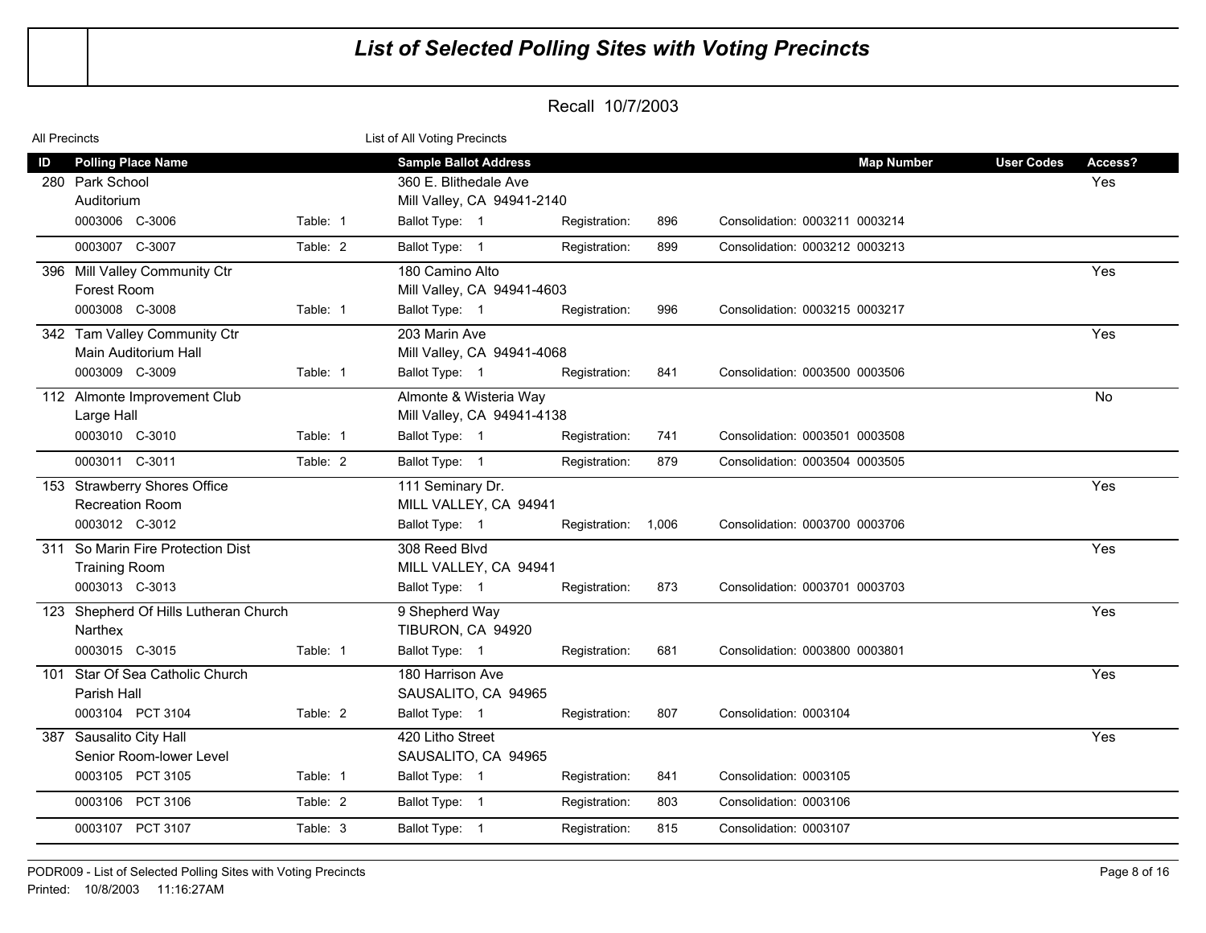# List of Selected Polling Sites with Voting Precincts

Recall 10/7/2003

All Precincts | List of All Voting Precincts

| ID | Polling Place Name | | Sample Ballot Address | | | Map Number | User Codes | Access? |
|---|---|---|---|---|---|---|---|---|
| 280 | Park School<br>Auditorium | | 360 E. Blithedale Ave<br>Mill Valley, CA 94941-2140 | | | | | Yes |
| | 0003006 C-3006 | Table: 1 | Ballot Type: 1 | Registration: 896 | Consolidation: 0003211 0003214 | | | |
| | 0003007 C-3007 | Table: 2 | Ballot Type: 1 | Registration: 899 | Consolidation: 0003212 0003213 | | | |
| 396 | Mill Valley Community Ctr<br>Forest Room | | 180 Camino Alto<br>Mill Valley, CA 94941-4603 | | | | | Yes |
| | 0003008 C-3008 | Table: 1 | Ballot Type: 1 | Registration: 996 | Consolidation: 0003215 0003217 | | | |
| 342 | Tam Valley Community Ctr<br>Main Auditorium Hall | | 203 Marin Ave<br>Mill Valley, CA 94941-4068 | | | | | Yes |
| | 0003009 C-3009 | Table: 1 | Ballot Type: 1 | Registration: 841 | Consolidation: 0003500 0003506 | | | |
| 112 | Almonte Improvement Club<br>Large Hall | | Almonte & Wisteria Way<br>Mill Valley, CA 94941-4138 | | | | | No |
| | 0003010 C-3010 | Table: 1 | Ballot Type: 1 | Registration: 741 | Consolidation: 0003501 0003508 | | | |
| | 0003011 C-3011 | Table: 2 | Ballot Type: 1 | Registration: 879 | Consolidation: 0003504 0003505 | | | |
| 153 | Strawberry Shores Office<br>Recreation Room | | 111 Seminary Dr.<br>MILL VALLEY, CA 94941 | | | | | Yes |
| | 0003012 C-3012 | | Ballot Type: 1 | Registration: 1,006 | Consolidation: 0003700 0003706 | | | |
| 311 | So Marin Fire Protection Dist<br>Training Room | | 308 Reed Blvd<br>MILL VALLEY, CA 94941 | | | | | Yes |
| | 0003013 C-3013 | | Ballot Type: 1 | Registration: 873 | Consolidation: 0003701 0003703 | | | |
| 123 | Shepherd Of Hills Lutheran Church<br>Narthex | | 9 Shepherd Way<br>TIBURON, CA 94920 | | | | | Yes |
| | 0003015 C-3015 | Table: 1 | Ballot Type: 1 | Registration: 681 | Consolidation: 0003800 0003801 | | | |
| 101 | Star Of Sea Catholic Church<br>Parish Hall | | 180 Harrison Ave<br>SAUSALITO, CA 94965 | | | | | Yes |
| | 0003104 PCT 3104 | Table: 2 | Ballot Type: 1 | Registration: 807 | Consolidation: 0003104 | | | |
| 387 | Sausalito City Hall<br>Senior Room-lower Level | | 420 Litho Street<br>SAUSALITO, CA 94965 | | | | | Yes |
| | 0003105 PCT 3105 | Table: 1 | Ballot Type: 1 | Registration: 841 | Consolidation: 0003105 | | | |
| | 0003106 PCT 3106 | Table: 2 | Ballot Type: 1 | Registration: 803 | Consolidation: 0003106 | | | |
| | 0003107 PCT 3107 | Table: 3 | Ballot Type: 1 | Registration: 815 | Consolidation: 0003107 | | | |

PODR009 - List of Selected Polling Sites with Voting Precincts
Printed: 10/8/2003 11:16:27AM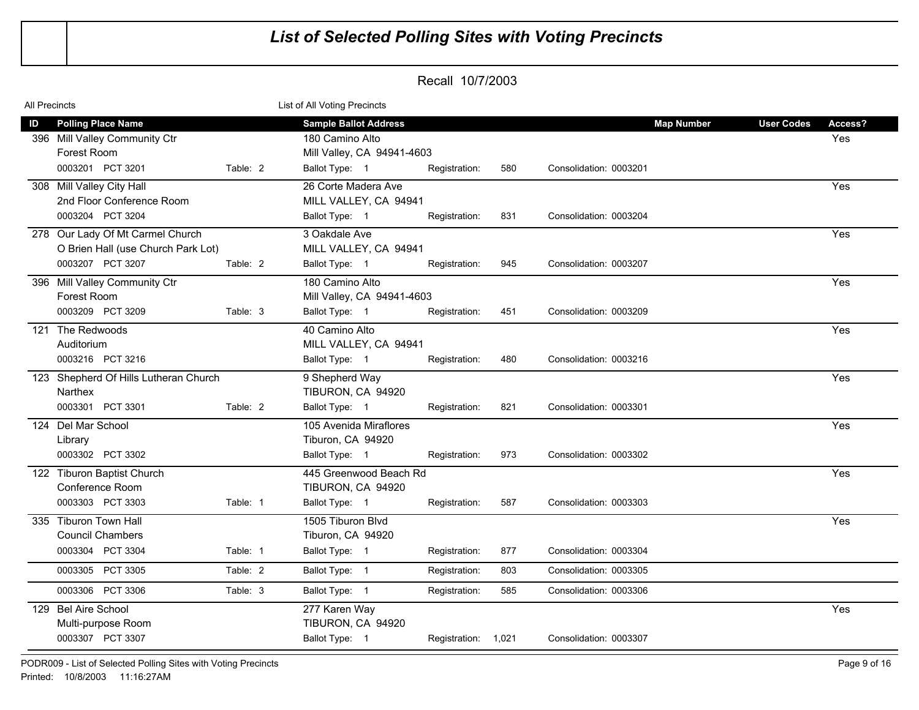# *List of Selected Polling Sites with Voting Precincts*

Recall 10/7/2003

All Precincts — List of All Voting Precincts

| ID | Polling Place Name | | Sample Ballot Address | | | | Map Number | User Codes | Access? |
|---|---|---|---|---|---|---|---|---|---|
| 396 | Mill Valley Community Ctr<br>Forest Room | | 180 Camino Alto<br>Mill Valley, CA 94941-4603 | | | | | | Yes |
| | 0003201 PCT 3201 | Table: 2 | Ballot Type: 1 | Registration: 580 | Consolidation: 0003201 | | | | |
| 308 | Mill Valley City Hall<br>2nd Floor Conference Room | | 26 Corte Madera Ave<br>MILL VALLEY, CA 94941 | | | | | | Yes |
| | 0003204 PCT 3204 | | Ballot Type: 1 | Registration: 831 | Consolidation: 0003204 | | | | |
| 278 | Our Lady Of Mt Carmel Church<br>O Brien Hall (use Church Park Lot) | | 3 Oakdale Ave<br>MILL VALLEY, CA 94941 | | | | | | Yes |
| | 0003207 PCT 3207 | Table: 2 | Ballot Type: 1 | Registration: 945 | Consolidation: 0003207 | | | | |
| 396 | Mill Valley Community Ctr<br>Forest Room | | 180 Camino Alto<br>Mill Valley, CA 94941-4603 | | | | | | Yes |
| | 0003209 PCT 3209 | Table: 3 | Ballot Type: 1 | Registration: 451 | Consolidation: 0003209 | | | | |
| 121 | The Redwoods<br>Auditorium | | 40 Camino Alto<br>MILL VALLEY, CA 94941 | | | | | | Yes |
| | 0003216 PCT 3216 | | Ballot Type: 1 | Registration: 480 | Consolidation: 0003216 | | | | |
| 123 | Shepherd Of Hills Lutheran Church<br>Narthex | | 9 Shepherd Way<br>TIBURON, CA 94920 | | | | | | Yes |
| | 0003301 PCT 3301 | Table: 2 | Ballot Type: 1 | Registration: 821 | Consolidation: 0003301 | | | | |
| 124 | Del Mar School<br>Library | | 105 Avenida Miraflores<br>Tiburon, CA 94920 | | | | | | Yes |
| | 0003302 PCT 3302 | | Ballot Type: 1 | Registration: 973 | Consolidation: 0003302 | | | | |
| 122 | Tiburon Baptist Church<br>Conference Room | | 445 Greenwood Beach Rd<br>TIBURON, CA 94920 | | | | | | Yes |
| | 0003303 PCT 3303 | Table: 1 | Ballot Type: 1 | Registration: 587 | Consolidation: 0003303 | | | | |
| 335 | Tiburon Town Hall<br>Council Chambers | | 1505 Tiburon Blvd<br>Tiburon, CA 94920 | | | | | | Yes |
| | 0003304 PCT 3304 | Table: 1 | Ballot Type: 1 | Registration: 877 | Consolidation: 0003304 | | | | |
| | 0003305 PCT 3305 | Table: 2 | Ballot Type: 1 | Registration: 803 | Consolidation: 0003305 | | | | |
| | 0003306 PCT 3306 | Table: 3 | Ballot Type: 1 | Registration: 585 | Consolidation: 0003306 | | | | |
| 129 | Bel Aire School<br>Multi-purpose Room | | 277 Karen Way<br>TIBURON, CA 94920 | | | | | | Yes |
| | 0003307 PCT 3307 | | Ballot Type: 1 | Registration: 1,021 | Consolidation: 0003307 | | | | |

PODR009 - List of Selected Polling Sites with Voting Precincts
Printed: 10/8/2003 11:16:27AM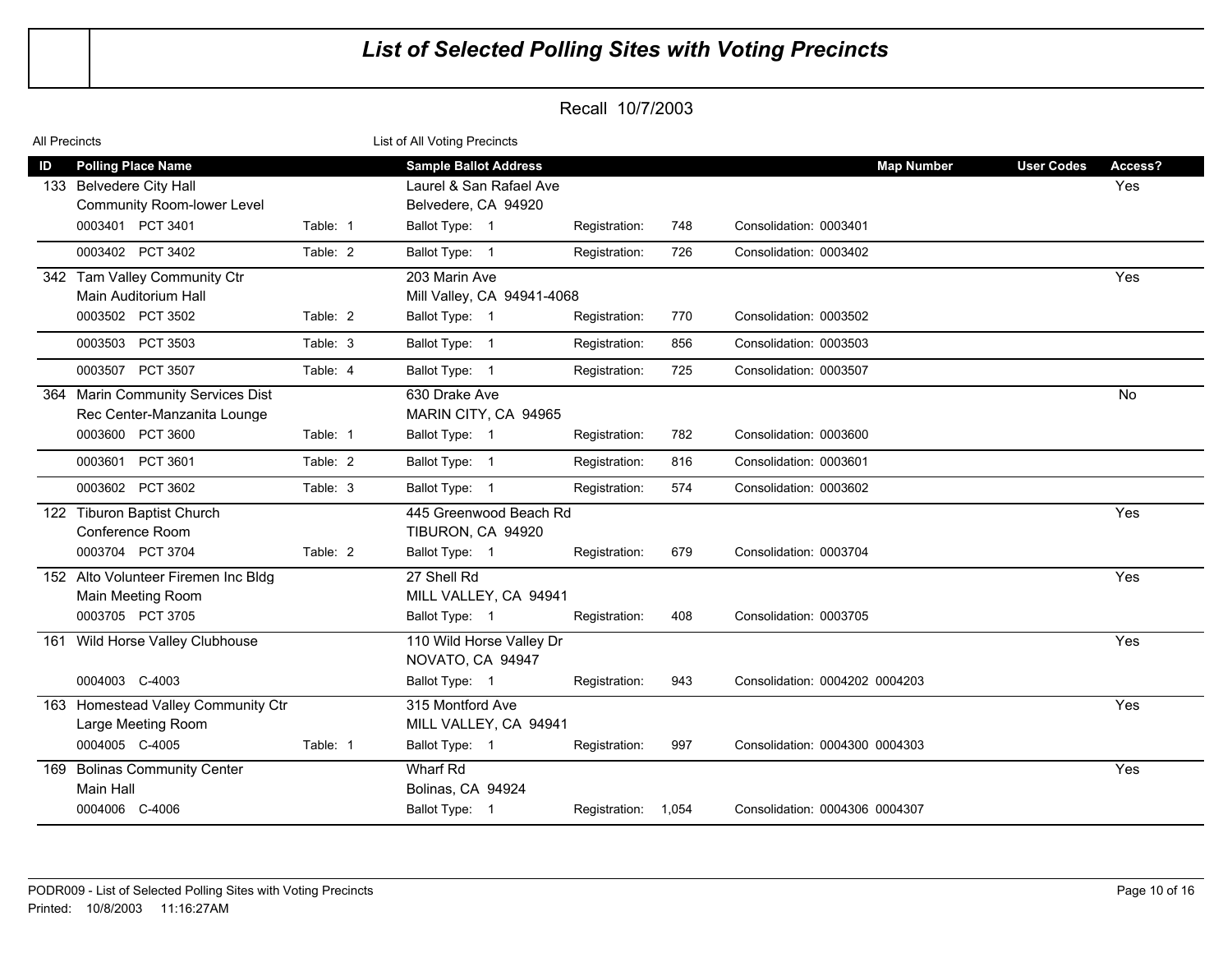# List of Selected Polling Sites with Voting Precincts

Recall 10/7/2003

All Precincts — List of All Voting Precincts

| ID | Polling Place Name | | Sample Ballot Address | | | | Map Number | User Codes | Access? |
|---|---|---|---|---|---|---|---|---|---|
| 133 | Belvedere City Hall<br>Community Room-lower Level | | Laurel & San Rafael Ave<br>Belvedere, CA 94920 | | | | | | Yes |
| | 0003401 PCT 3401 | Table: 1 | Ballot Type: 1 | Registration: | 748 | Consolidation: 0003401 | | | |
| | 0003402 PCT 3402 | Table: 2 | Ballot Type: 1 | Registration: | 726 | Consolidation: 0003402 | | | |
| 342 | Tam Valley Community Ctr<br>Main Auditorium Hall | | 203 Marin Ave<br>Mill Valley, CA 94941-4068 | | | | | | Yes |
| | 0003502 PCT 3502 | Table: 2 | Ballot Type: 1 | Registration: | 770 | Consolidation: 0003502 | | | |
| | 0003503 PCT 3503 | Table: 3 | Ballot Type: 1 | Registration: | 856 | Consolidation: 0003503 | | | |
| | 0003507 PCT 3507 | Table: 4 | Ballot Type: 1 | Registration: | 725 | Consolidation: 0003507 | | | |
| 364 | Marin Community Services Dist<br>Rec Center-Manzanita Lounge | | 630 Drake Ave<br>MARIN CITY, CA 94965 | | | | | | No |
| | 0003600 PCT 3600 | Table: 1 | Ballot Type: 1 | Registration: | 782 | Consolidation: 0003600 | | | |
| | 0003601 PCT 3601 | Table: 2 | Ballot Type: 1 | Registration: | 816 | Consolidation: 0003601 | | | |
| | 0003602 PCT 3602 | Table: 3 | Ballot Type: 1 | Registration: | 574 | Consolidation: 0003602 | | | |
| 122 | Tiburon Baptist Church<br>Conference Room | | 445 Greenwood Beach Rd<br>TIBURON, CA 94920 | | | | | | Yes |
| | 0003704 PCT 3704 | Table: 2 | Ballot Type: 1 | Registration: | 679 | Consolidation: 0003704 | | | |
| 152 | Alto Volunteer Firemen Inc Bldg<br>Main Meeting Room | | 27 Shell Rd<br>MILL VALLEY, CA 94941 | | | | | | Yes |
| | 0003705 PCT 3705 | | Ballot Type: 1 | Registration: | 408 | Consolidation: 0003705 | | | |
| 161 | Wild Horse Valley Clubhouse | | 110 Wild Horse Valley Dr<br>NOVATO, CA 94947 | | | | | | Yes |
| | 0004003 C-4003 | | Ballot Type: 1 | Registration: | 943 | Consolidation: 0004202 0004203 | | | |
| 163 | Homestead Valley Community Ctr<br>Large Meeting Room | | 315 Montford Ave<br>MILL VALLEY, CA 94941 | | | | | | Yes |
| | 0004005 C-4005 | Table: 1 | Ballot Type: 1 | Registration: | 997 | Consolidation: 0004300 0004303 | | | |
| 169 | Bolinas Community Center<br>Main Hall | | Wharf Rd<br>Bolinas, CA 94924 | | | | | | Yes |
| | 0004006 C-4006 | | Ballot Type: 1 | Registration: | 1,054 | Consolidation: 0004306 0004307 | | | |

PODR009 - List of Selected Polling Sites with Voting Precincts
Printed: 10/8/2003 11:16:27AM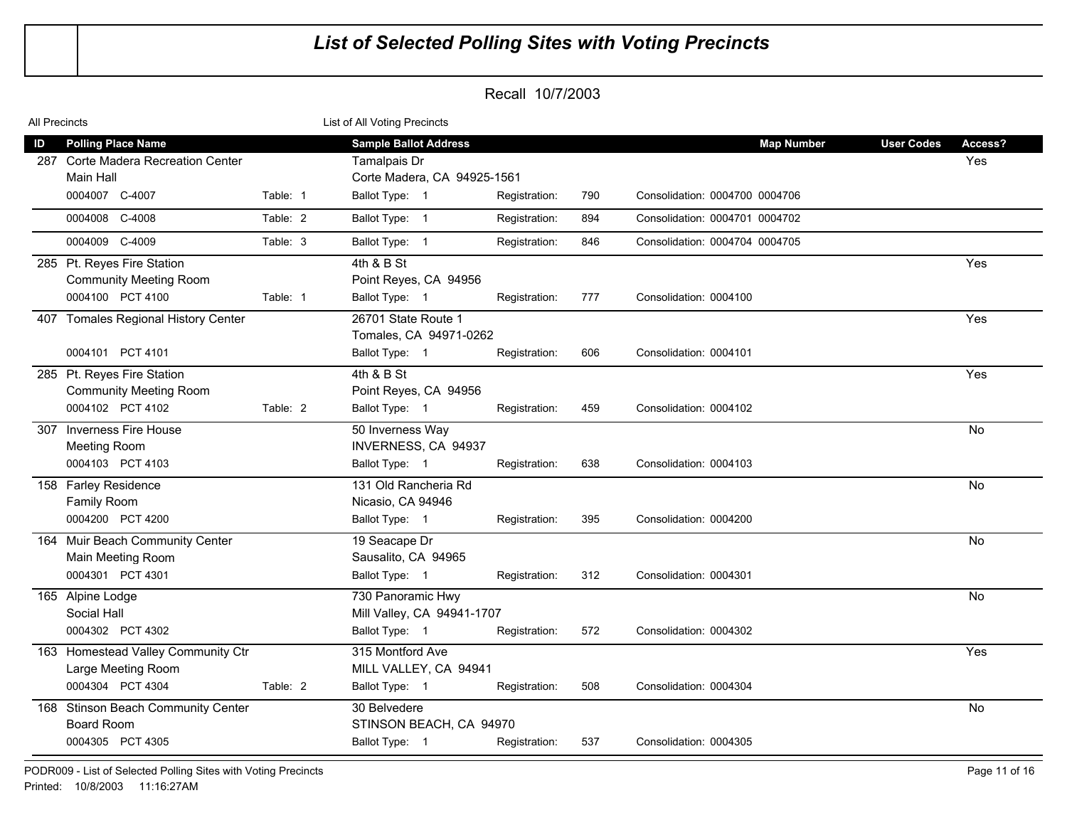# List of Selected Polling Sites with Voting Precincts

## Recall 10/7/2003

All Precincts — List of All Voting Precincts

| ID | Polling Place Name | | Sample Ballot Address | | | | Map Number | User Codes | Access? |
|---|---|---|---|---|---|---|---|---|---|
| 287 | Corte Madera Recreation Center<br>Main Hall | | Tamalpais Dr<br>Corte Madera, CA 94925-1561 | | | | | | Yes |
| | 0004007 C-4007 | Table: 1 | Ballot Type: 1 | Registration: 790 | Consolidation: 0004700 0004706 | | | | |
| | 0004008 C-4008 | Table: 2 | Ballot Type: 1 | Registration: 894 | Consolidation: 0004701 0004702 | | | | |
| | 0004009 C-4009 | Table: 3 | Ballot Type: 1 | Registration: 846 | Consolidation: 0004704 0004705 | | | | |
| 285 | Pt. Reyes Fire Station<br>Community Meeting Room | | 4th & B St<br>Point Reyes, CA 94956 | | | | | | Yes |
| | 0004100 PCT 4100 | Table: 1 | Ballot Type: 1 | Registration: 777 | Consolidation: 0004100 | | | | |
| 407 | Tomales Regional History Center | | 26701 State Route 1<br>Tomales, CA 94971-0262 | | | | | | Yes |
| | 0004101 PCT 4101 | | Ballot Type: 1 | Registration: 606 | Consolidation: 0004101 | | | | |
| 285 | Pt. Reyes Fire Station<br>Community Meeting Room | | 4th & B St<br>Point Reyes, CA 94956 | | | | | | Yes |
| | 0004102 PCT 4102 | Table: 2 | Ballot Type: 1 | Registration: 459 | Consolidation: 0004102 | | | | |
| 307 | Inverness Fire House<br>Meeting Room | | 50 Inverness Way<br>INVERNESS, CA 94937 | | | | | | No |
| | 0004103 PCT 4103 | | Ballot Type: 1 | Registration: 638 | Consolidation: 0004103 | | | | |
| 158 | Farley Residence<br>Family Room | | 131 Old Rancheria Rd<br>Nicasio, CA 94946 | | | | | | No |
| | 0004200 PCT 4200 | | Ballot Type: 1 | Registration: 395 | Consolidation: 0004200 | | | | |
| 164 | Muir Beach Community Center<br>Main Meeting Room | | 19 Seacape Dr<br>Sausalito, CA 94965 | | | | | | No |
| | 0004301 PCT 4301 | | Ballot Type: 1 | Registration: 312 | Consolidation: 0004301 | | | | |
| 165 | Alpine Lodge<br>Social Hall | | 730 Panoramic Hwy<br>Mill Valley, CA 94941-1707 | | | | | | No |
| | 0004302 PCT 4302 | | Ballot Type: 1 | Registration: 572 | Consolidation: 0004302 | | | | |
| 163 | Homestead Valley Community Ctr<br>Large Meeting Room | | 315 Montford Ave<br>MILL VALLEY, CA 94941 | | | | | | Yes |
| | 0004304 PCT 4304 | Table: 2 | Ballot Type: 1 | Registration: 508 | Consolidation: 0004304 | | | | |
| 168 | Stinson Beach Community Center<br>Board Room | | 30 Belvedere<br>STINSON BEACH, CA 94970 | | | | | | No |
| | 0004305 PCT 4305 | | Ballot Type: 1 | Registration: 537 | Consolidation: 0004305 | | | | |

PODR009 - List of Selected Polling Sites with Voting Precincts
Printed: 10/8/2003 11:16:27AM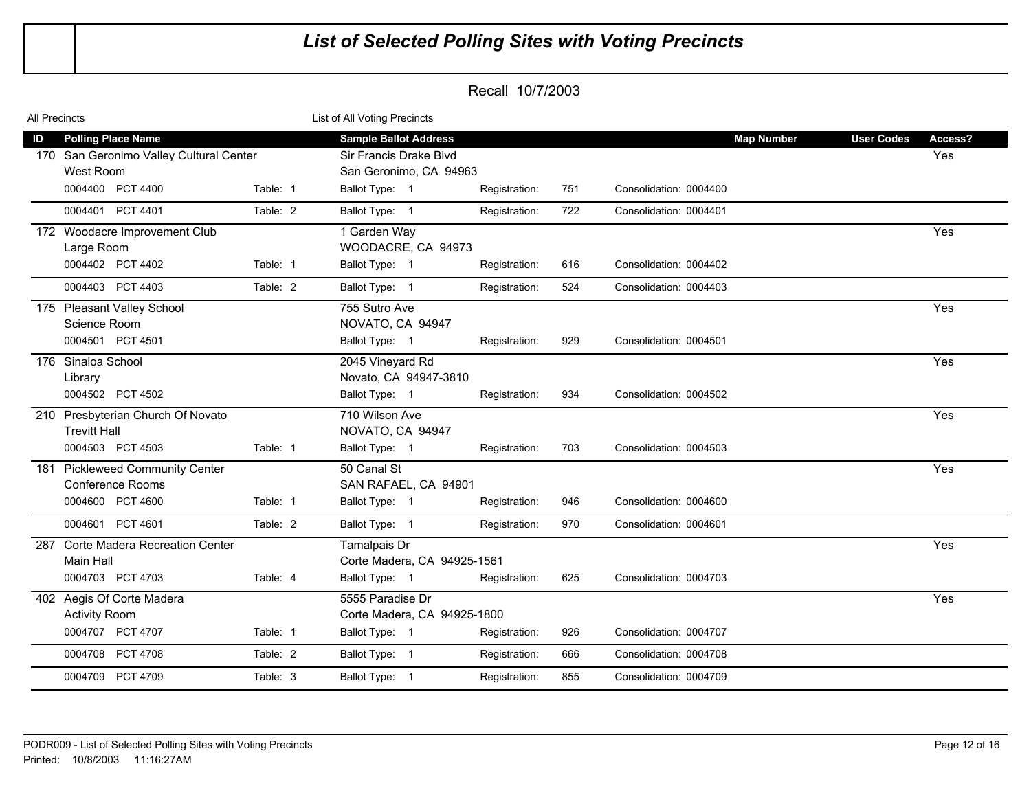# List of Selected Polling Sites with Voting Precincts

Recall 10/7/2003

All Precincts — List of All Voting Precincts

| ID | Polling Place Name | | Sample Ballot Address | | | | Map Number | User Codes | Access? |
|---|---|---|---|---|---|---|---|---|---|
| 170 | San Geronimo Valley Cultural Center<br>West Room | | Sir Francis Drake Blvd<br>San Geronimo, CA 94963 | | | | | | Yes |
| | 0004400 PCT 4400 | Table: 1 | Ballot Type: 1 | Registration: | 751 | Consolidation: 0004400 | | | |
| | 0004401 PCT 4401 | Table: 2 | Ballot Type: 1 | Registration: | 722 | Consolidation: 0004401 | | | |
| 172 | Woodacre Improvement Club<br>Large Room | | 1 Garden Way<br>WOODACRE, CA 94973 | | | | | | Yes |
| | 0004402 PCT 4402 | Table: 1 | Ballot Type: 1 | Registration: | 616 | Consolidation: 0004402 | | | |
| | 0004403 PCT 4403 | Table: 2 | Ballot Type: 1 | Registration: | 524 | Consolidation: 0004403 | | | |
| 175 | Pleasant Valley School<br>Science Room | | 755 Sutro Ave<br>NOVATO, CA 94947 | | | | | | Yes |
| | 0004501 PCT 4501 | | Ballot Type: 1 | Registration: | 929 | Consolidation: 0004501 | | | |
| 176 | Sinaloa School<br>Library | | 2045 Vineyard Rd<br>Novato, CA 94947-3810 | | | | | | Yes |
| | 0004502 PCT 4502 | | Ballot Type: 1 | Registration: | 934 | Consolidation: 0004502 | | | |
| 210 | Presbyterian Church Of Novato<br>Trevitt Hall | | 710 Wilson Ave<br>NOVATO, CA 94947 | | | | | | Yes |
| | 0004503 PCT 4503 | Table: 1 | Ballot Type: 1 | Registration: | 703 | Consolidation: 0004503 | | | |
| 181 | Pickleweed Community Center<br>Conference Rooms | | 50 Canal St<br>SAN RAFAEL, CA 94901 | | | | | | Yes |
| | 0004600 PCT 4600 | Table: 1 | Ballot Type: 1 | Registration: | 946 | Consolidation: 0004600 | | | |
| | 0004601 PCT 4601 | Table: 2 | Ballot Type: 1 | Registration: | 970 | Consolidation: 0004601 | | | |
| 287 | Corte Madera Recreation Center<br>Main Hall | | Tamalpais Dr<br>Corte Madera, CA 94925-1561 | | | | | | Yes |
| | 0004703 PCT 4703 | Table: 4 | Ballot Type: 1 | Registration: | 625 | Consolidation: 0004703 | | | |
| 402 | Aegis Of Corte Madera<br>Activity Room | | 5555 Paradise Dr<br>Corte Madera, CA 94925-1800 | | | | | | Yes |
| | 0004707 PCT 4707 | Table: 1 | Ballot Type: 1 | Registration: | 926 | Consolidation: 0004707 | | | |
| | 0004708 PCT 4708 | Table: 2 | Ballot Type: 1 | Registration: | 666 | Consolidation: 0004708 | | | |
| | 0004709 PCT 4709 | Table: 3 | Ballot Type: 1 | Registration: | 855 | Consolidation: 0004709 | | | |

PODR009 - List of Selected Polling Sites with Voting Precincts
Printed: 10/8/2003 11:16:27AM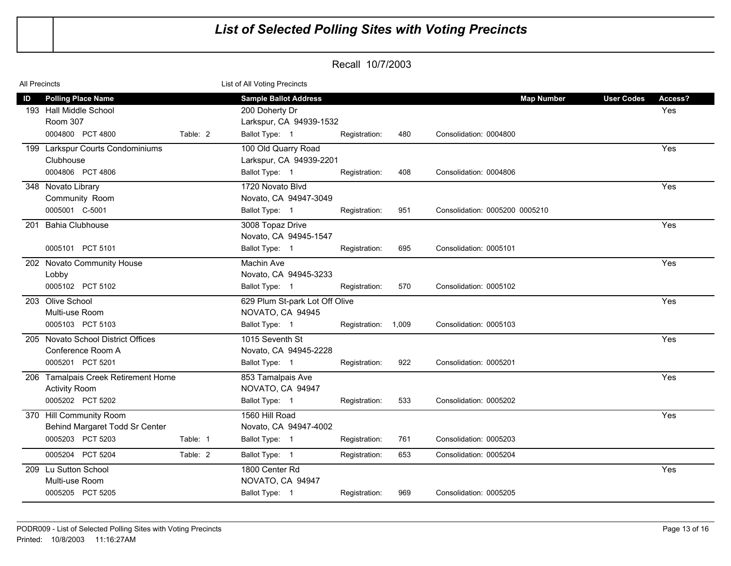# *List of Selected Polling Sites with Voting Precincts*

Recall 10/7/2003

All Precincts — List of All Voting Precincts

| ID | Polling Place Name | | Sample Ballot Address | | | | Map Number | User Codes | Access? |
|---|---|---|---|---|---|---|---|---|---|
| 193 | Hall Middle School<br>Room 307 | | 200 Doherty Dr<br>Larkspur, CA 94939-1532 | | | | | | Yes |
| | 0004800 PCT 4800 | Table: 2 | Ballot Type: 1 | Registration: | 480 | Consolidation: 0004800 | | | |
| 199 | Larkspur Courts Condominiums<br>Clubhouse | | 100 Old Quarry Road<br>Larkspur, CA 94939-2201 | | | | | | Yes |
| | 0004806 PCT 4806 | | Ballot Type: 1 | Registration: | 408 | Consolidation: 0004806 | | | |
| 348 | Novato Library<br>Community Room | | 1720 Novato Blvd<br>Novato, CA 94947-3049 | | | | | | Yes |
| | 0005001 C-5001 | | Ballot Type: 1 | Registration: | 951 | Consolidation: 0005200 0005210 | | | |
| 201 | Bahia Clubhouse | | 3008 Topaz Drive<br>Novato, CA 94945-1547 | | | | | | Yes |
| | 0005101 PCT 5101 | | Ballot Type: 1 | Registration: | 695 | Consolidation: 0005101 | | | |
| 202 | Novato Community House<br>Lobby | | Machin Ave<br>Novato, CA 94945-3233 | | | | | | Yes |
| | 0005102 PCT 5102 | | Ballot Type: 1 | Registration: | 570 | Consolidation: 0005102 | | | |
| 203 | Olive School<br>Multi-use Room | | 629 Plum St-park Lot Off Olive<br>NOVATO, CA 94945 | | | | | | Yes |
| | 0005103 PCT 5103 | | Ballot Type: 1 | Registration: | 1,009 | Consolidation: 0005103 | | | |
| 205 | Novato School District Offices<br>Conference Room A | | 1015 Seventh St<br>Novato, CA 94945-2228 | | | | | | Yes |
| | 0005201 PCT 5201 | | Ballot Type: 1 | Registration: | 922 | Consolidation: 0005201 | | | |
| 206 | Tamalpais Creek Retirement Home<br>Activity Room | | 853 Tamalpais Ave<br>NOVATO, CA 94947 | | | | | | Yes |
| | 0005202 PCT 5202 | | Ballot Type: 1 | Registration: | 533 | Consolidation: 0005202 | | | |
| 370 | Hill Community Room<br>Behind Margaret Todd Sr Center | | 1560 Hill Road<br>Novato, CA 94947-4002 | | | | | | Yes |
| | 0005203 PCT 5203 | Table: 1 | Ballot Type: 1 | Registration: | 761 | Consolidation: 0005203 | | | |
| | 0005204 PCT 5204 | Table: 2 | Ballot Type: 1 | Registration: | 653 | Consolidation: 0005204 | | | |
| 209 | Lu Sutton School<br>Multi-use Room | | 1800 Center Rd<br>NOVATO, CA 94947 | | | | | | Yes |
| | 0005205 PCT 5205 | | Ballot Type: 1 | Registration: | 969 | Consolidation: 0005205 | | | |

PODR009 - List of Selected Polling Sites with Voting Precincts
Printed: 10/8/2003 11:16:27AM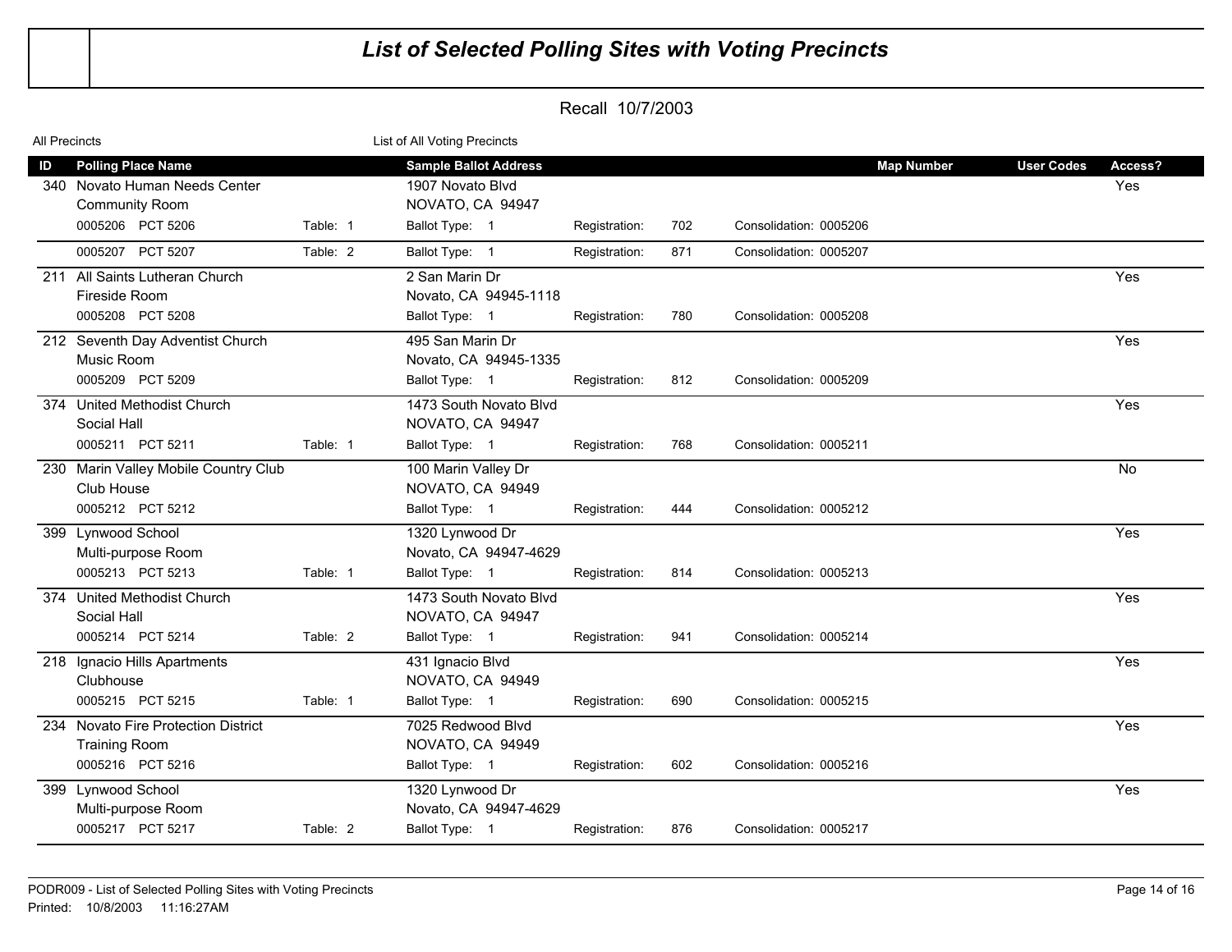# List of Selected Polling Sites with Voting Precincts

## Recall 10/7/2003

All Precincts — List of All Voting Precincts

| ID | Polling Place Name | | Sample Ballot Address | | | | Map Number | User Codes | Access? |
|---|---|---|---|---|---|---|---|---|---|
| 340 | Novato Human Needs Center<br>Community Room | | 1907 Novato Blvd<br>NOVATO, CA 94947 | | | | | | Yes |
| | 0005206 PCT 5206 | Table: 1 | Ballot Type: 1 | Registration: | 702 | Consolidation: 0005206 | | | |
| | 0005207 PCT 5207 | Table: 2 | Ballot Type: 1 | Registration: | 871 | Consolidation: 0005207 | | | |
| 211 | All Saints Lutheran Church<br>Fireside Room | | 2 San Marin Dr<br>Novato, CA 94945-1118 | | | | | | Yes |
| | 0005208 PCT 5208 | | Ballot Type: 1 | Registration: | 780 | Consolidation: 0005208 | | | |
| 212 | Seventh Day Adventist Church<br>Music Room | | 495 San Marin Dr<br>Novato, CA 94945-1335 | | | | | | Yes |
| | 0005209 PCT 5209 | | Ballot Type: 1 | Registration: | 812 | Consolidation: 0005209 | | | |
| 374 | United Methodist Church<br>Social Hall | | 1473 South Novato Blvd<br>NOVATO, CA 94947 | | | | | | Yes |
| | 0005211 PCT 5211 | Table: 1 | Ballot Type: 1 | Registration: | 768 | Consolidation: 0005211 | | | |
| 230 | Marin Valley Mobile Country Club<br>Club House | | 100 Marin Valley Dr<br>NOVATO, CA 94949 | | | | | | No |
| | 0005212 PCT 5212 | | Ballot Type: 1 | Registration: | 444 | Consolidation: 0005212 | | | |
| 399 | Lynwood School<br>Multi-purpose Room | | 1320 Lynwood Dr<br>Novato, CA 94947-4629 | | | | | | Yes |
| | 0005213 PCT 5213 | Table: 1 | Ballot Type: 1 | Registration: | 814 | Consolidation: 0005213 | | | |
| 374 | United Methodist Church<br>Social Hall | | 1473 South Novato Blvd<br>NOVATO, CA 94947 | | | | | | Yes |
| | 0005214 PCT 5214 | Table: 2 | Ballot Type: 1 | Registration: | 941 | Consolidation: 0005214 | | | |
| 218 | Ignacio Hills Apartments<br>Clubhouse | | 431 Ignacio Blvd<br>NOVATO, CA 94949 | | | | | | Yes |
| | 0005215 PCT 5215 | Table: 1 | Ballot Type: 1 | Registration: | 690 | Consolidation: 0005215 | | | |
| 234 | Novato Fire Protection District<br>Training Room | | 7025 Redwood Blvd<br>NOVATO, CA 94949 | | | | | | Yes |
| | 0005216 PCT 5216 | | Ballot Type: 1 | Registration: | 602 | Consolidation: 0005216 | | | |
| 399 | Lynwood School<br>Multi-purpose Room | | 1320 Lynwood Dr<br>Novato, CA 94947-4629 | | | | | | Yes |
| | 0005217 PCT 5217 | Table: 2 | Ballot Type: 1 | Registration: | 876 | Consolidation: 0005217 | | | |

PODR009 - List of Selected Polling Sites with Voting Precincts
Printed: 10/8/2003 11:16:27AM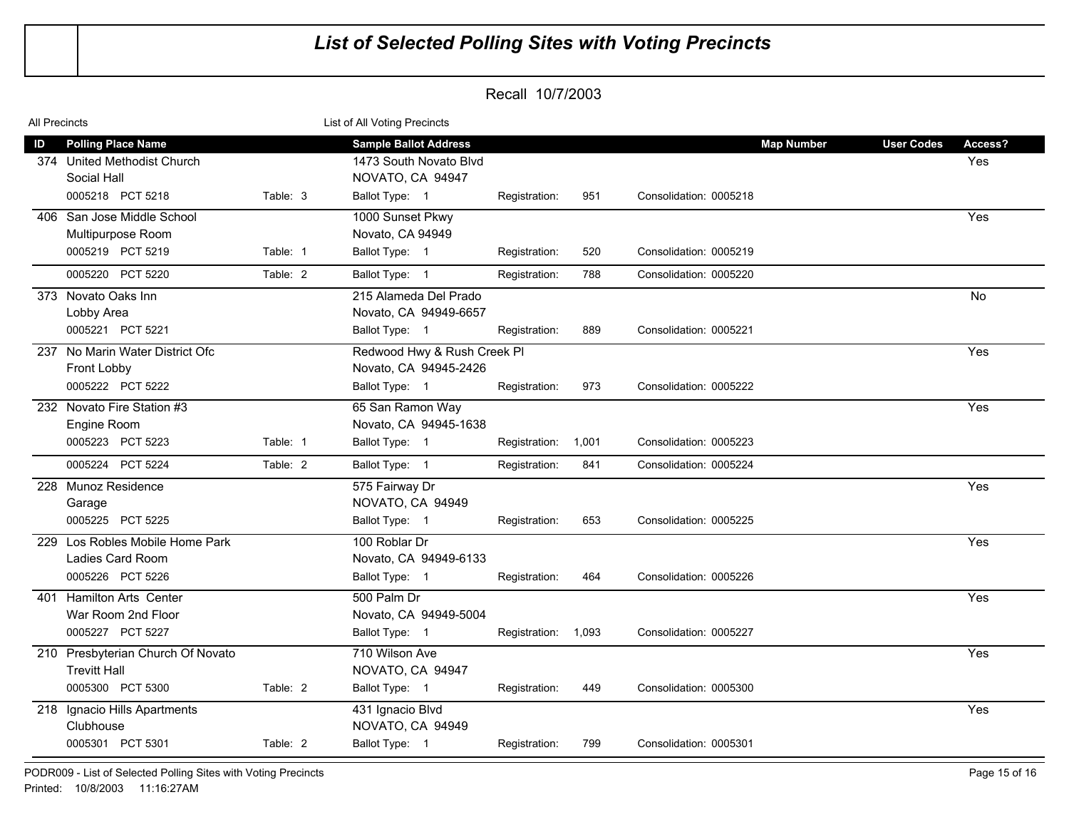# List of Selected Polling Sites with Voting Precincts

Recall 10/7/2003

All Precincts | List of All Voting Precincts

| ID | Polling Place Name | | Sample Ballot Address | | | Map Number | User Codes | Access? |
|---|---|---|---|---|---|---|---|---|
| 374 | United Methodist Church<br>Social Hall | | 1473 South Novato Blvd<br>NOVATO, CA 94947 | | | | | Yes |
| | 0005218 PCT 5218 | Table: 3 | Ballot Type: 1 | Registration: 951 | Consolidation: 0005218 | | | |
| 406 | San Jose Middle School<br>Multipurpose Room | | 1000 Sunset Pkwy<br>Novato, CA 94949 | | | | | Yes |
| | 0005219 PCT 5219 | Table: 1 | Ballot Type: 1 | Registration: 520 | Consolidation: 0005219 | | | |
| | 0005220 PCT 5220 | Table: 2 | Ballot Type: 1 | Registration: 788 | Consolidation: 0005220 | | | |
| 373 | Novato Oaks Inn<br>Lobby Area | | 215 Alameda Del Prado<br>Novato, CA 94949-6657 | | | | | No |
| | 0005221 PCT 5221 | | Ballot Type: 1 | Registration: 889 | Consolidation: 0005221 | | | |
| 237 | No Marin Water District Ofc<br>Front Lobby | | Redwood Hwy & Rush Creek Pl<br>Novato, CA 94945-2426 | | | | | Yes |
| | 0005222 PCT 5222 | | Ballot Type: 1 | Registration: 973 | Consolidation: 0005222 | | | |
| 232 | Novato Fire Station #3<br>Engine Room | | 65 San Ramon Way<br>Novato, CA 94945-1638 | | | | | Yes |
| | 0005223 PCT 5223 | Table: 1 | Ballot Type: 1 | Registration: 1,001 | Consolidation: 0005223 | | | |
| | 0005224 PCT 5224 | Table: 2 | Ballot Type: 1 | Registration: 841 | Consolidation: 0005224 | | | |
| 228 | Munoz Residence<br>Garage | | 575 Fairway Dr<br>NOVATO, CA 94949 | | | | | Yes |
| | 0005225 PCT 5225 | | Ballot Type: 1 | Registration: 653 | Consolidation: 0005225 | | | |
| 229 | Los Robles Mobile Home Park<br>Ladies Card Room | | 100 Roblar Dr<br>Novato, CA 94949-6133 | | | | | Yes |
| | 0005226 PCT 5226 | | Ballot Type: 1 | Registration: 464 | Consolidation: 0005226 | | | |
| 401 | Hamilton Arts Center<br>War Room 2nd Floor | | 500 Palm Dr<br>Novato, CA 94949-5004 | | | | | Yes |
| | 0005227 PCT 5227 | | Ballot Type: 1 | Registration: 1,093 | Consolidation: 0005227 | | | |
| 210 | Presbyterian Church Of Novato<br>Trevitt Hall | | 710 Wilson Ave<br>NOVATO, CA 94947 | | | | | Yes |
| | 0005300 PCT 5300 | Table: 2 | Ballot Type: 1 | Registration: 449 | Consolidation: 0005300 | | | |
| 218 | Ignacio Hills Apartments<br>Clubhouse | | 431 Ignacio Blvd<br>NOVATO, CA 94949 | | | | | Yes |
| | 0005301 PCT 5301 | Table: 2 | Ballot Type: 1 | Registration: 799 | Consolidation: 0005301 | | | |

PODR009 - List of Selected Polling Sites with Voting Precincts
Printed: 10/8/2003 11:16:27AM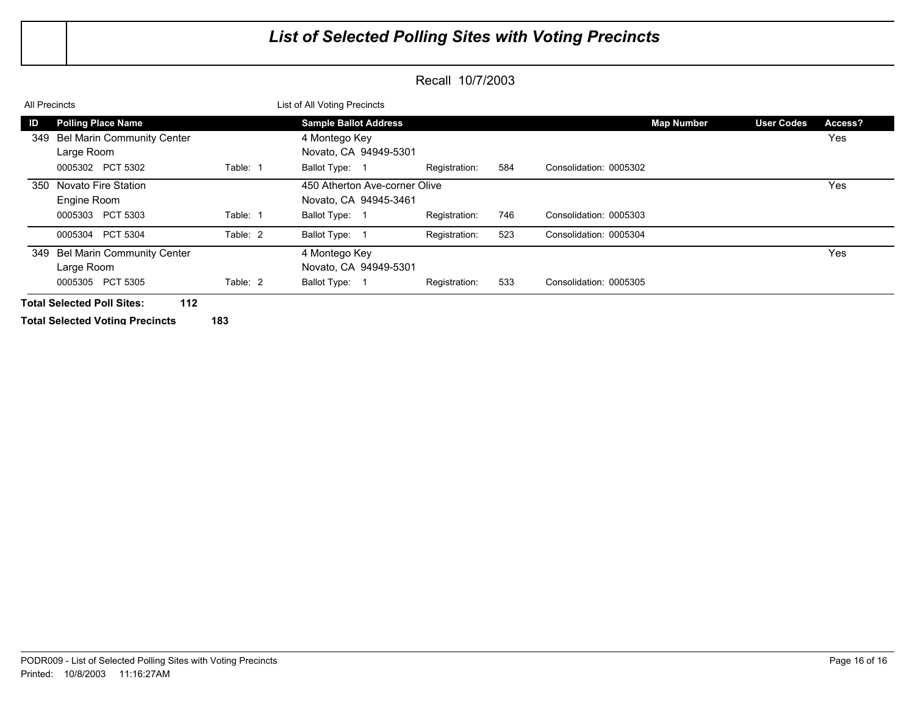# List of Selected Polling Sites with Voting Precincts

Recall 10/7/2003

All Precincts — List of All Voting Precincts

| ID | Polling Place Name | | Sample Ballot Address | | | | Map Number | User Codes | Access? |
|---|---|---|---|---|---|---|---|---|---|
| 349 | Bel Marin Community Center<br>Large Room | | 4 Montego Key<br>Novato, CA 94949-5301 | | | | | | Yes |
| | 0005302 PCT 5302 | Table: 1 | Ballot Type: 1 | Registration: | 584 | Consolidation: 0005302 | | | |
| 350 | Novato Fire Station<br>Engine Room | | 450 Atherton Ave-corner Olive<br>Novato, CA 94945-3461 | | | | | | Yes |
| | 0005303 PCT 5303 | Table: 1 | Ballot Type: 1 | Registration: | 746 | Consolidation: 0005303 | | | |
| | 0005304 PCT 5304 | Table: 2 | Ballot Type: 1 | Registration: | 523 | Consolidation: 0005304 | | | |
| 349 | Bel Marin Community Center<br>Large Room | | 4 Montego Key<br>Novato, CA 94949-5301 | | | | | | Yes |
| | 0005305 PCT 5305 | Table: 2 | Ballot Type: 1 | Registration: | 533 | Consolidation: 0005305 | | | |

**Total Selected Poll Sites:** **112**

**Total Selected Voting Precincts** **183**

PODR009 - List of Selected Polling Sites with Voting Precincts
Printed: 10/8/2003 11:16:27AM